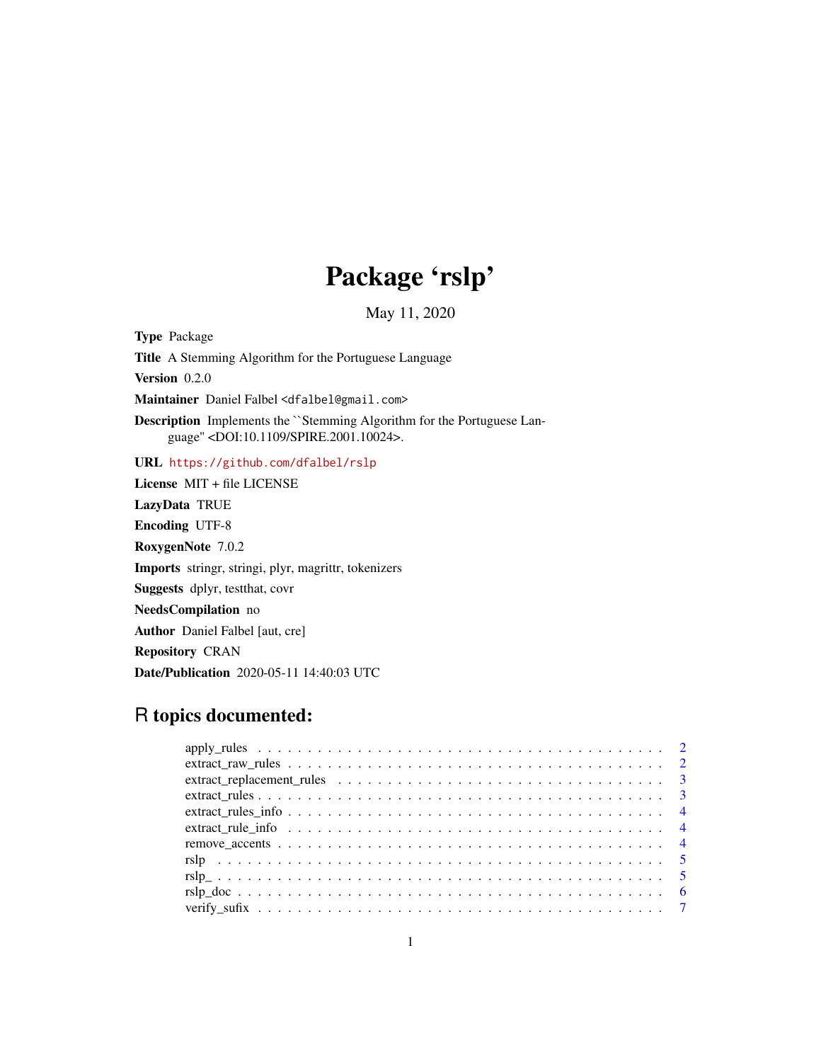# Package 'rslp'

May 11, 2020

**Type** Package

**Title** A Stemming Algorithm for the Portuguese Language

**Version** 0.2.0

**Maintainer** Daniel Falbel <dfalbel@gmail.com>

**Description** Implements the ``Stemming Algorithm for the Portuguese Language'' <DOI:10.1109/SPIRE.2001.10024>.

**URL** https://github.com/dfalbel/rslp

**License** MIT + file LICENSE

**LazyData** TRUE

**Encoding** UTF-8

**RoxygenNote** 7.0.2

**Imports** stringr, stringi, plyr, magrittr, tokenizers

**Suggests** dplyr, testthat, covr

**NeedsCompilation** no

**Author** Daniel Falbel [aut, cre]

**Repository** CRAN

**Date/Publication** 2020-05-11 14:40:03 UTC

## R topics documented:

- apply_rules . . . . . . . . . . . . . . . . . . . . . . . . . . . . . . . . . . . . . . . . . . 2
- extract_raw_rules . . . . . . . . . . . . . . . . . . . . . . . . . . . . . . . . . . . . . . . 2
- extract_replacement_rules . . . . . . . . . . . . . . . . . . . . . . . . . . . . . . . . . . . 3
- extract_rules . . . . . . . . . . . . . . . . . . . . . . . . . . . . . . . . . . . . . . . . . . 3
- extract_rules_info . . . . . . . . . . . . . . . . . . . . . . . . . . . . . . . . . . . . . . . 4
- extract_rule_info . . . . . . . . . . . . . . . . . . . . . . . . . . . . . . . . . . . . . . . 4
- remove_accents . . . . . . . . . . . . . . . . . . . . . . . . . . . . . . . . . . . . . . . . 4
- rslp . . . . . . . . . . . . . . . . . . . . . . . . . . . . . . . . . . . . . . . . . . . . . . 5
- rslp_ . . . . . . . . . . . . . . . . . . . . . . . . . . . . . . . . . . . . . . . . . . . . . 5
- rslp_doc . . . . . . . . . . . . . . . . . . . . . . . . . . . . . . . . . . . . . . . . . . . 6
- verify_sufix . . . . . . . . . . . . . . . . . . . . . . . . . . . . . . . . . . . . . . . . . 7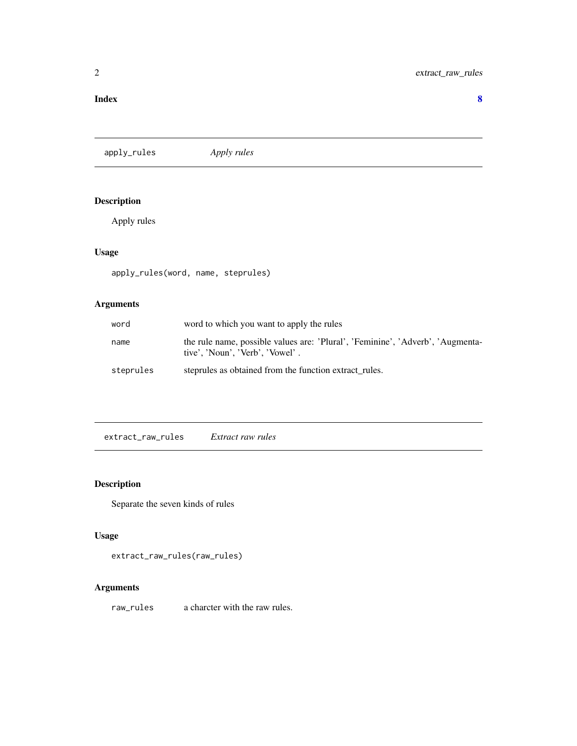**Index** **8**

## apply_rules *Apply rules*

### Description

Apply rules

### Usage

```
apply_rules(word, name, steprules)
```

### Arguments

| | |
|---|---|
| word | word to which you want to apply the rules |
| name | the rule name, possible values are: 'Plural', 'Feminine', 'Adverb', 'Augmentative', 'Noun', 'Verb', 'Vowel' . |
| steprules | steprules as obtained from the function extract_rules. |

## extract_raw_rules *Extract raw rules*

### Description

Separate the seven kinds of rules

### Usage

```
extract_raw_rules(raw_rules)
```

### Arguments

| | |
|---|---|
| raw_rules | a charcter with the raw rules. |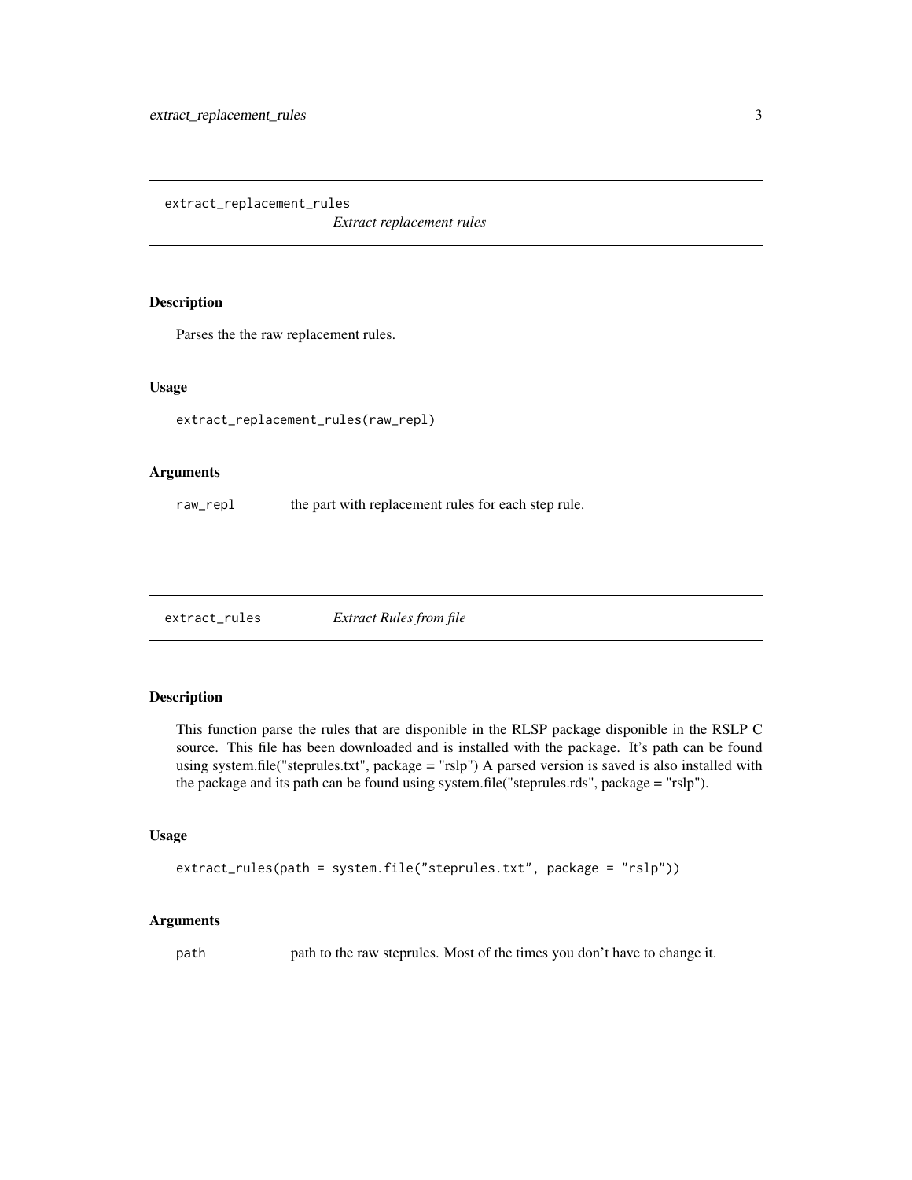## extract_replacement_rules

*Extract replacement rules*

### Description

Parses the the raw replacement rules.

### Usage

```
extract_replacement_rules(raw_repl)
```

### Arguments

| | |
|---|---|
| raw_repl | the part with replacement rules for each step rule. |

## extract_rules

*Extract Rules from file*

### Description

This function parse the rules that are disponible in the RLSP package disponible in the RSLP C source. This file has been downloaded and is installed with the package. It's path can be found using system.file("steprules.txt", package = "rslp") A parsed version is saved is also installed with the package and its path can be found using system.file("steprules.rds", package = "rslp").

### Usage

```
extract_rules(path = system.file("steprules.txt", package = "rslp"))
```

### Arguments

| | |
|---|---|
| path | path to the raw steprules. Most of the times you don't have to change it. |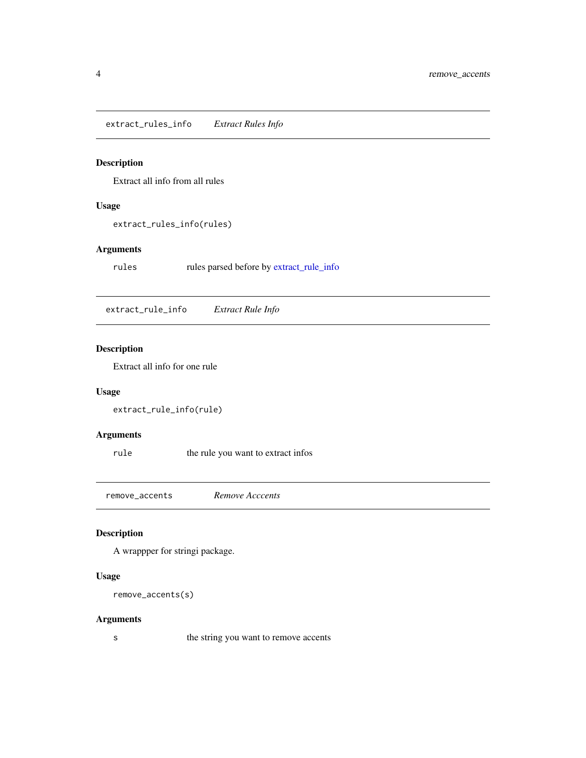## `extract_rules_info` *Extract Rules Info*

### Description

Extract all info from all rules

### Usage

```
extract_rules_info(rules)
```

### Arguments

| | |
|---|---|
| `rules` | rules parsed before by extract_rule_info |

## `extract_rule_info` *Extract Rule Info*

### Description

Extract all info for one rule

### Usage

```
extract_rule_info(rule)
```

### Arguments

| | |
|---|---|
| `rule` | the rule you want to extract infos |

## `remove_accents` *Remove Acccents*

### Description

A wrappper for stringi package.

### Usage

```
remove_accents(s)
```

### Arguments

| | |
|---|---|
| `s` | the string you want to remove accents |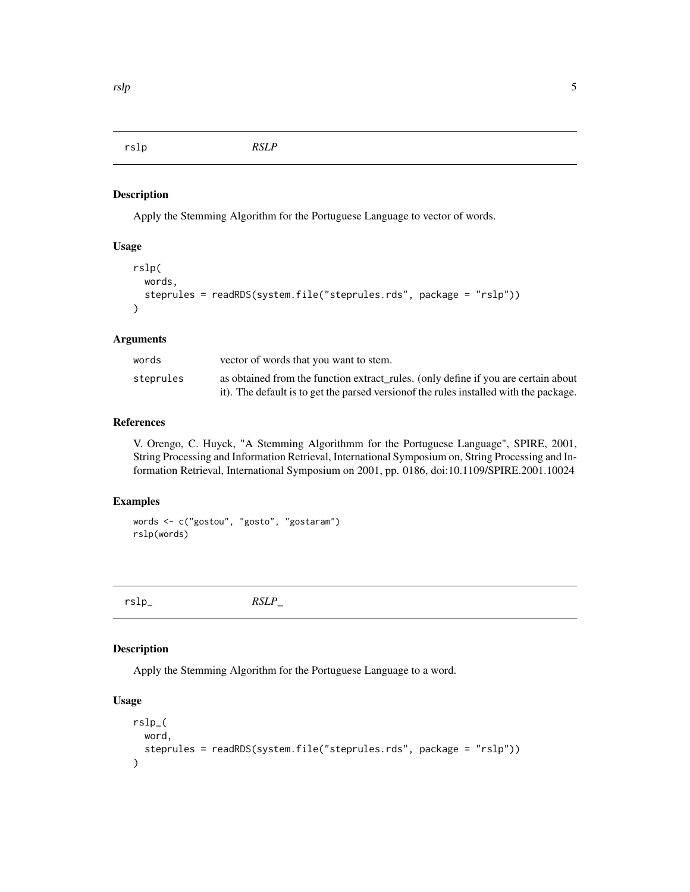## rslp *RSLP*

### Description

Apply the Stemming Algorithm for the Portuguese Language to vector of words.

### Usage

```
rslp(
  words,
  steprules = readRDS(system.file("steprules.rds", package = "rslp"))
)
```

### Arguments

| | |
|---|---|
| words | vector of words that you want to stem. |
| steprules | as obtained from the function extract_rules. (only define if you are certain about it). The default is to get the parsed versionof the rules installed with the package. |

### References

V. Orengo, C. Huyck, "A Stemming Algorithmm for the Portuguese Language", SPIRE, 2001, String Processing and Information Retrieval, International Symposium on, String Processing and Information Retrieval, International Symposium on 2001, pp. 0186, doi:10.1109/SPIRE.2001.10024

### Examples

```
words <- c("gostou", "gosto", "gostaram")
rslp(words)
```

## rslp_ *RSLP_*

### Description

Apply the Stemming Algorithm for the Portuguese Language to a word.

### Usage

```
rslp_(
  word,
  steprules = readRDS(system.file("steprules.rds", package = "rslp"))
)
```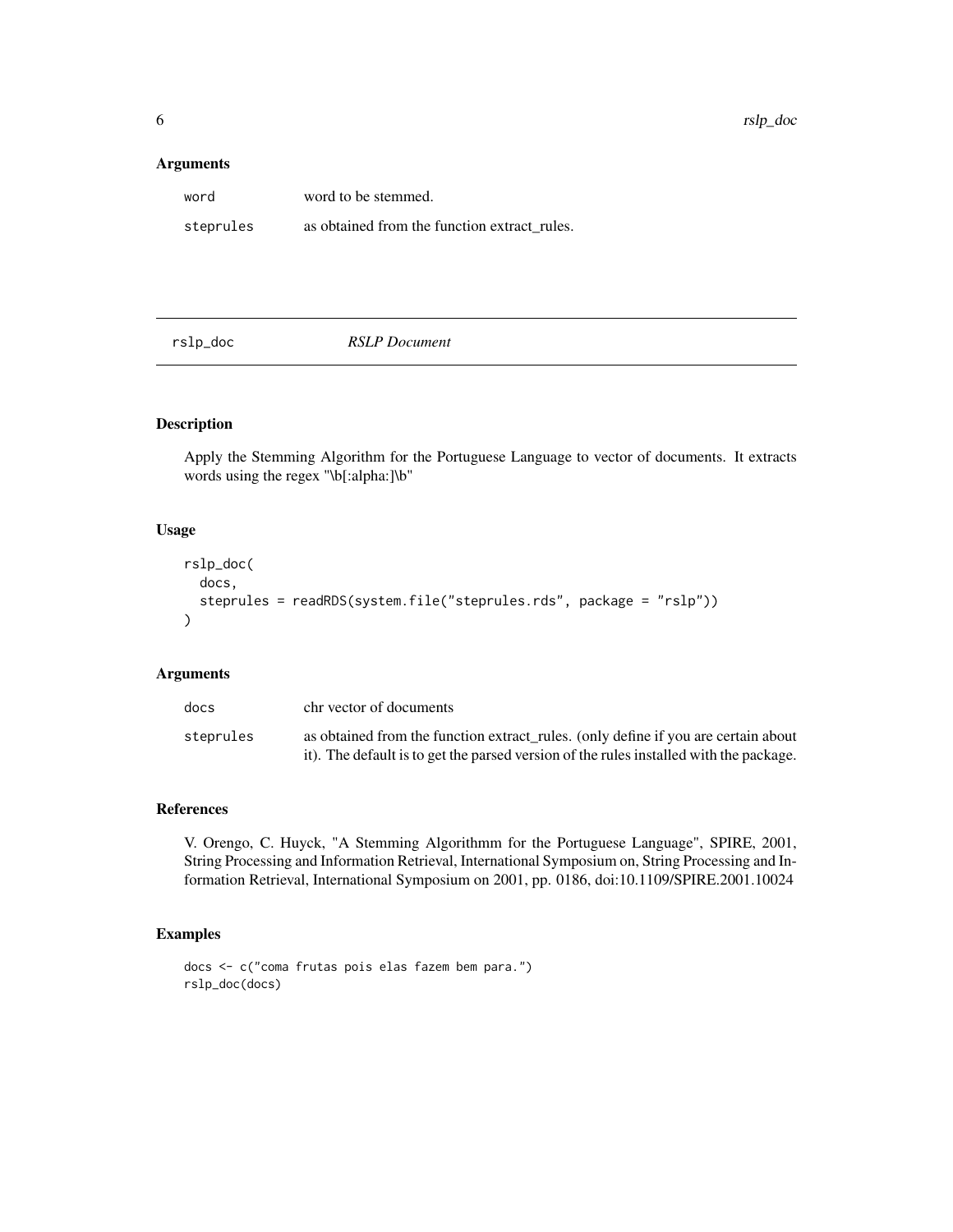## Arguments

| | |
|---|---|
| word | word to be stemmed. |
| steprules | as obtained from the function extract_rules. |

---

## rslp_doc — *RSLP Document*

### Description

Apply the Stemming Algorithm for the Portuguese Language to vector of documents. It extracts words using the regex "\b[:alpha:]\b"

### Usage

```
rslp_doc(
  docs,
  steprules = readRDS(system.file("steprules.rds", package = "rslp"))
)
```

### Arguments

| | |
|---|---|
| docs | chr vector of documents |
| steprules | as obtained from the function extract_rules. (only define if you are certain about it). The default is to get the parsed version of the rules installed with the package. |

### References

V. Orengo, C. Huyck, "A Stemming Algorithmm for the Portuguese Language", SPIRE, 2001, String Processing and Information Retrieval, International Symposium on, String Processing and Information Retrieval, International Symposium on 2001, pp. 0186, doi:10.1109/SPIRE.2001.10024

### Examples

```
docs <- c("coma frutas pois elas fazem bem para.")
rslp_doc(docs)
```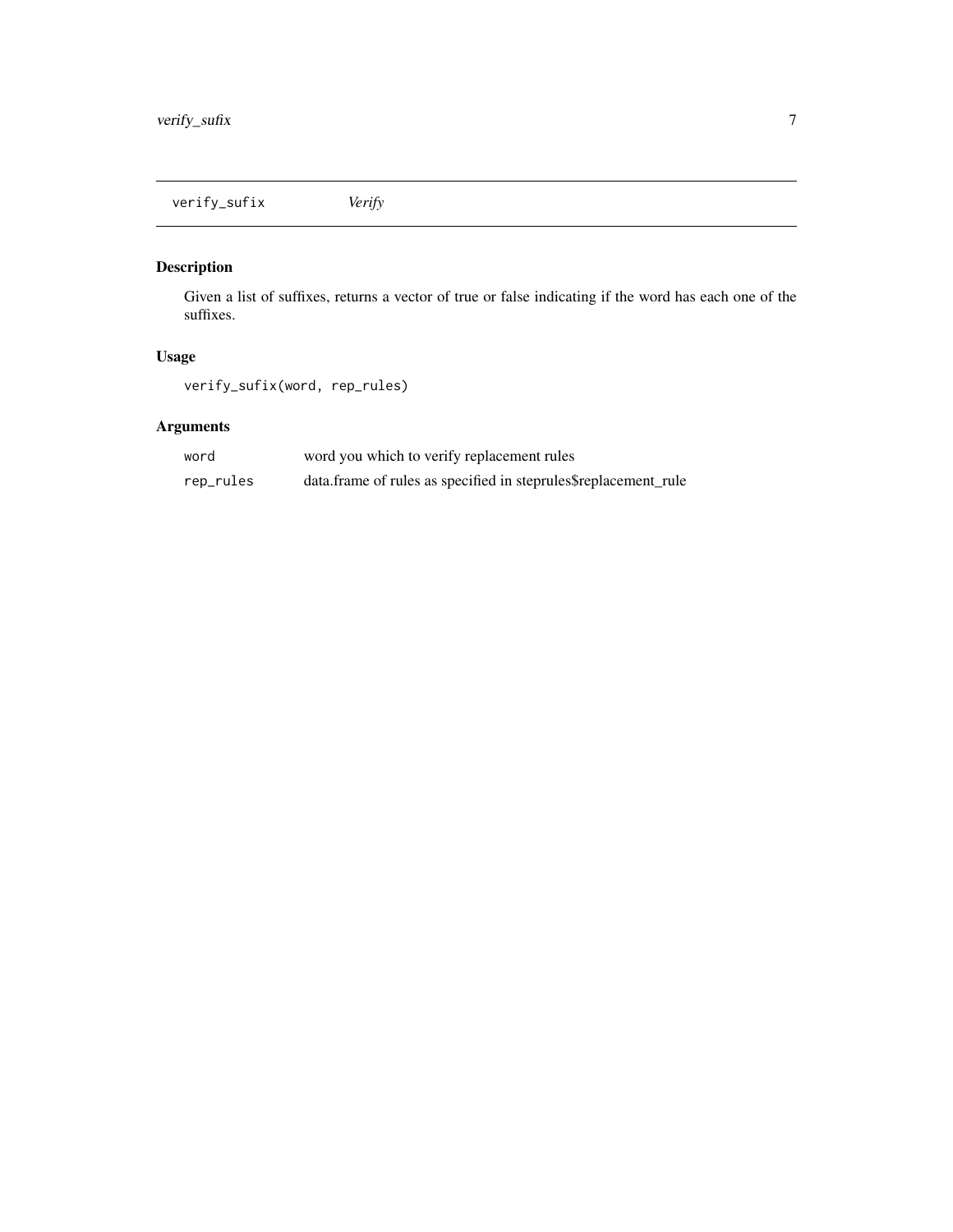## verify_sufix *Verify*

### Description

Given a list of suffixes, returns a vector of true or false indicating if the word has each one of the suffixes.

### Usage

```
verify_sufix(word, rep_rules)
```

### Arguments

| | |
|---|---|
| word | word you which to verify replacement rules |
| rep_rules | data.frame of rules as specified in steprules$replacement_rule |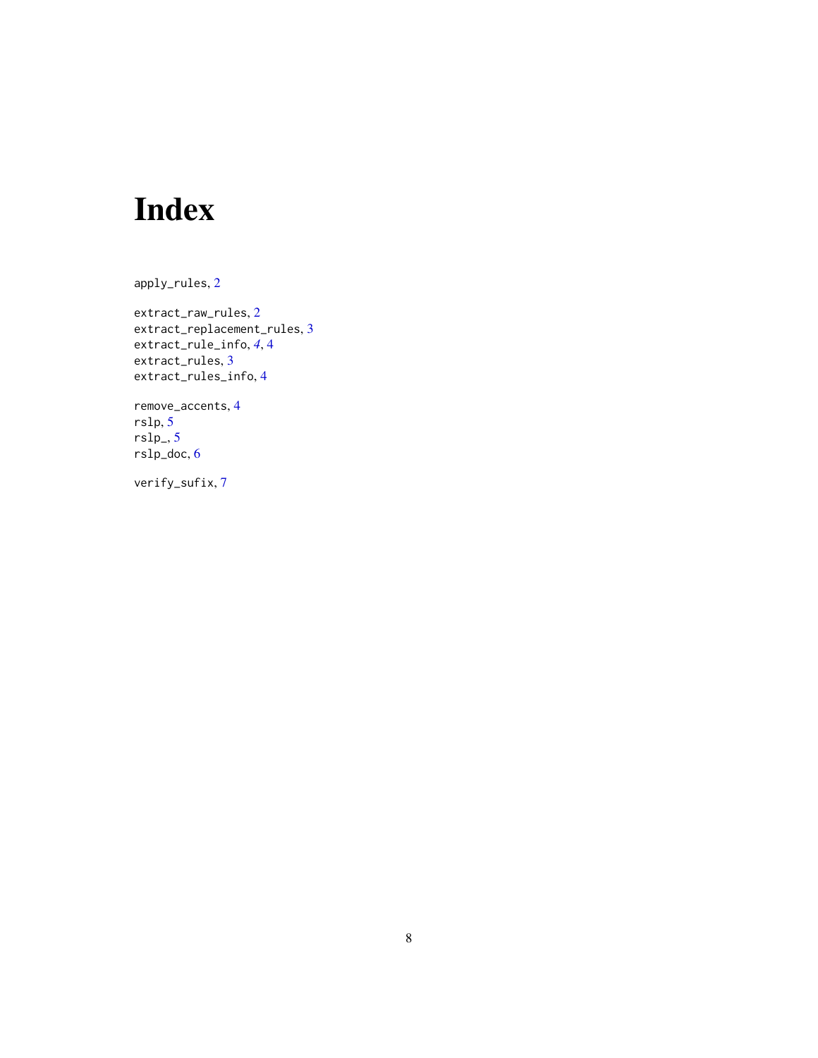# Index

apply_rules, 2

extract_raw_rules, 2
extract_replacement_rules, 3
extract_rule_info, *4*, 4
extract_rules, 3
extract_rules_info, 4

remove_accents, 4
rslp, 5
rslp_, 5
rslp_doc, 6

verify_sufix, 7